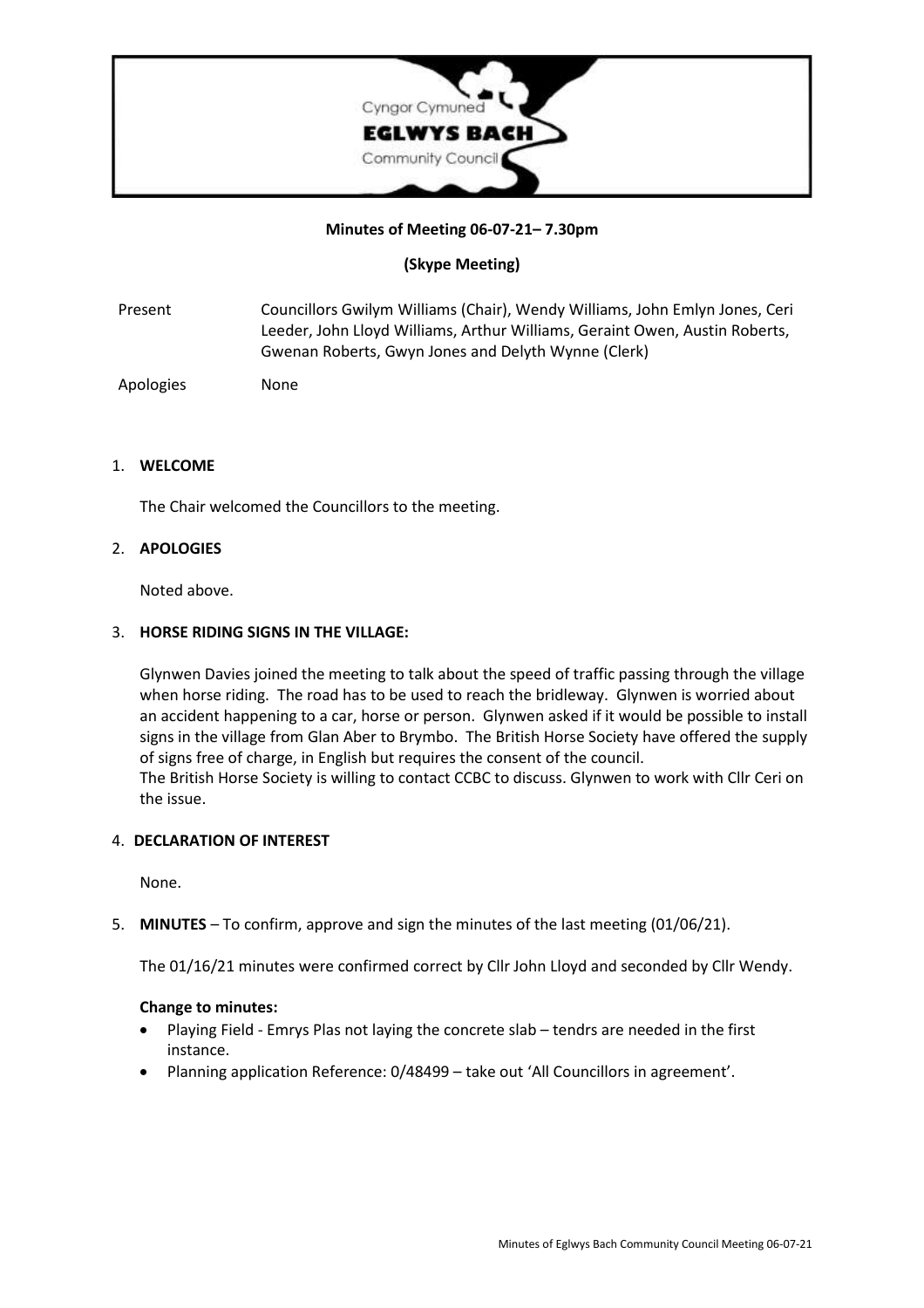Cyngor Cymuned
**EGLWYS BACH**
Community Council

**Minutes of Meeting 06-07-21– 7.30pm**

**(Skype Meeting)**

| | |
|---|---|
| Present | Councillors Gwilym Williams (Chair), Wendy Williams, John Emlyn Jones, Ceri Leeder, John Lloyd Williams, Arthur Williams, Geraint Owen, Austin Roberts, Gwenan Roberts, Gwyn Jones and Delyth Wynne (Clerk) |
| Apologies | None |

1. **WELCOME**

   The Chair welcomed the Councillors to the meeting.

2. **APOLOGIES**

   Noted above.

3. **HORSE RIDING SIGNS IN THE VILLAGE:**

   Glynwen Davies joined the meeting to talk about the speed of traffic passing through the village when horse riding. The road has to be used to reach the bridleway. Glynwen is worried about an accident happening to a car, horse or person. Glynwen asked if it would be possible to install signs in the village from Glan Aber to Brymbo. The British Horse Society have offered the supply of signs free of charge, in English but requires the consent of the council.
   The British Horse Society is willing to contact CCBC to discuss. Glynwen to work with Cllr Ceri on the issue.

4. **DECLARATION OF INTEREST**

   None.

5. **MINUTES** – To confirm, approve and sign the minutes of the last meeting (01/06/21).

   The 01/16/21 minutes were confirmed correct by Cllr John Lloyd and seconded by Cllr Wendy.

   **Change to minutes:**

   - Playing Field - Emrys Plas not laying the concrete slab – tendrs are needed in the first instance.
   - Planning application Reference: 0/48499 – take out 'All Councillors in agreement'.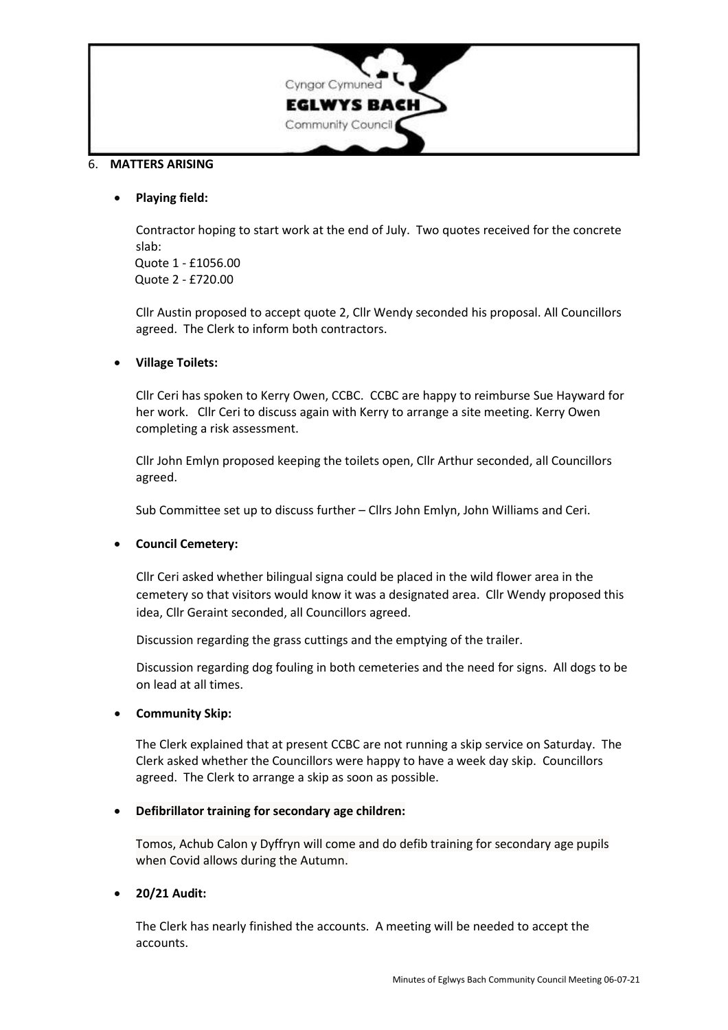6. **MATTERS ARISING**

- **Playing field:**

  Contractor hoping to start work at the end of July. Two quotes received for the concrete slab:
  Quote 1 - £1056.00
  Quote 2 - £720.00

  Cllr Austin proposed to accept quote 2, Cllr Wendy seconded his proposal. All Councillors agreed. The Clerk to inform both contractors.

- **Village Toilets:**

  Cllr Ceri has spoken to Kerry Owen, CCBC. CCBC are happy to reimburse Sue Hayward for her work. Cllr Ceri to discuss again with Kerry to arrange a site meeting. Kerry Owen completing a risk assessment.

  Cllr John Emlyn proposed keeping the toilets open, Cllr Arthur seconded, all Councillors agreed.

  Sub Committee set up to discuss further – Cllrs John Emlyn, John Williams and Ceri.

- **Council Cemetery:**

  Cllr Ceri asked whether bilingual signa could be placed in the wild flower area in the cemetery so that visitors would know it was a designated area. Cllr Wendy proposed this idea, Cllr Geraint seconded, all Councillors agreed.

  Discussion regarding the grass cuttings and the emptying of the trailer.

  Discussion regarding dog fouling in both cemeteries and the need for signs. All dogs to be on lead at all times.

- **Community Skip:**

  The Clerk explained that at present CCBC are not running a skip service on Saturday. The Clerk asked whether the Councillors were happy to have a week day skip. Councillors agreed. The Clerk to arrange a skip as soon as possible.

- **Defibrillator training for secondary age children:**

  Tomos, Achub Calon y Dyffryn will come and do defib training for secondary age pupils when Covid allows during the Autumn.

- **20/21 Audit:**

  The Clerk has nearly finished the accounts. A meeting will be needed to accept the accounts.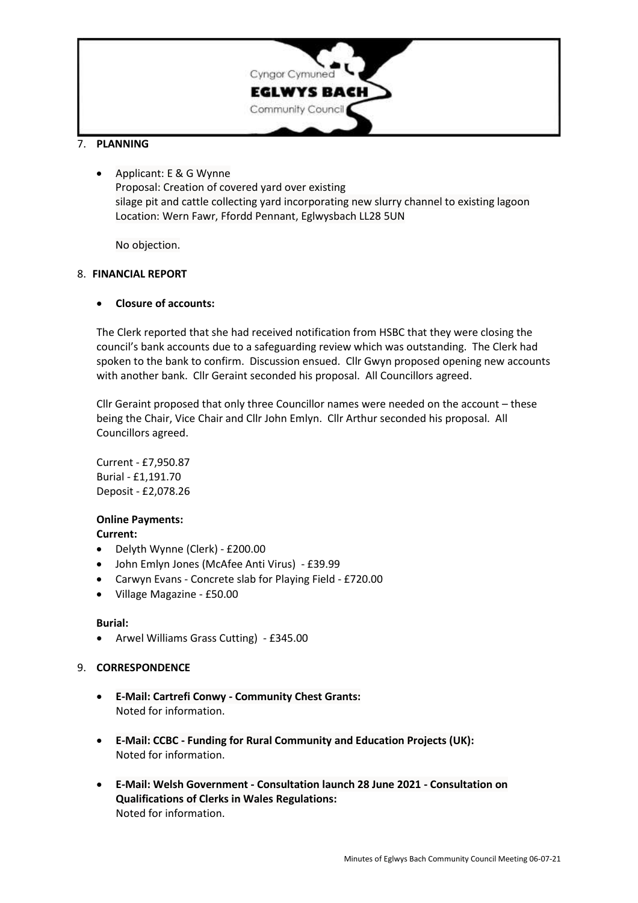7. **PLANNING**

- Applicant: E & G Wynne
  Proposal: Creation of covered yard over existing
  silage pit and cattle collecting yard incorporating new slurry channel to existing lagoon
  Location: Wern Fawr, Ffordd Pennant, Eglwysbach LL28 5UN

  No objection.

8. **FINANCIAL REPORT**

- **Closure of accounts:**

The Clerk reported that she had received notification from HSBC that they were closing the council's bank accounts due to a safeguarding review which was outstanding. The Clerk had spoken to the bank to confirm. Discussion ensued. Cllr Gwyn proposed opening new accounts with another bank. Cllr Geraint seconded his proposal. All Councillors agreed.

Cllr Geraint proposed that only three Councillor names were needed on the account – these being the Chair, Vice Chair and Cllr John Emlyn. Cllr Arthur seconded his proposal. All Councillors agreed.

Current - £7,950.87
Burial - £1,191.70
Deposit - £2,078.26

**Online Payments:**
**Current:**

- Delyth Wynne (Clerk) - £200.00
- John Emlyn Jones (McAfee Anti Virus) - £39.99
- Carwyn Evans - Concrete slab for Playing Field - £720.00
- Village Magazine - £50.00

**Burial:**

- Arwel Williams Grass Cutting) - £345.00

9. **CORRESPONDENCE**

- **E-Mail: Cartrefi Conwy - Community Chest Grants:**
  Noted for information.

- **E-Mail: CCBC - Funding for Rural Community and Education Projects (UK):**
  Noted for information.

- **E-Mail: Welsh Government - Consultation launch 28 June 2021 - Consultation on Qualifications of Clerks in Wales Regulations:**
  Noted for information.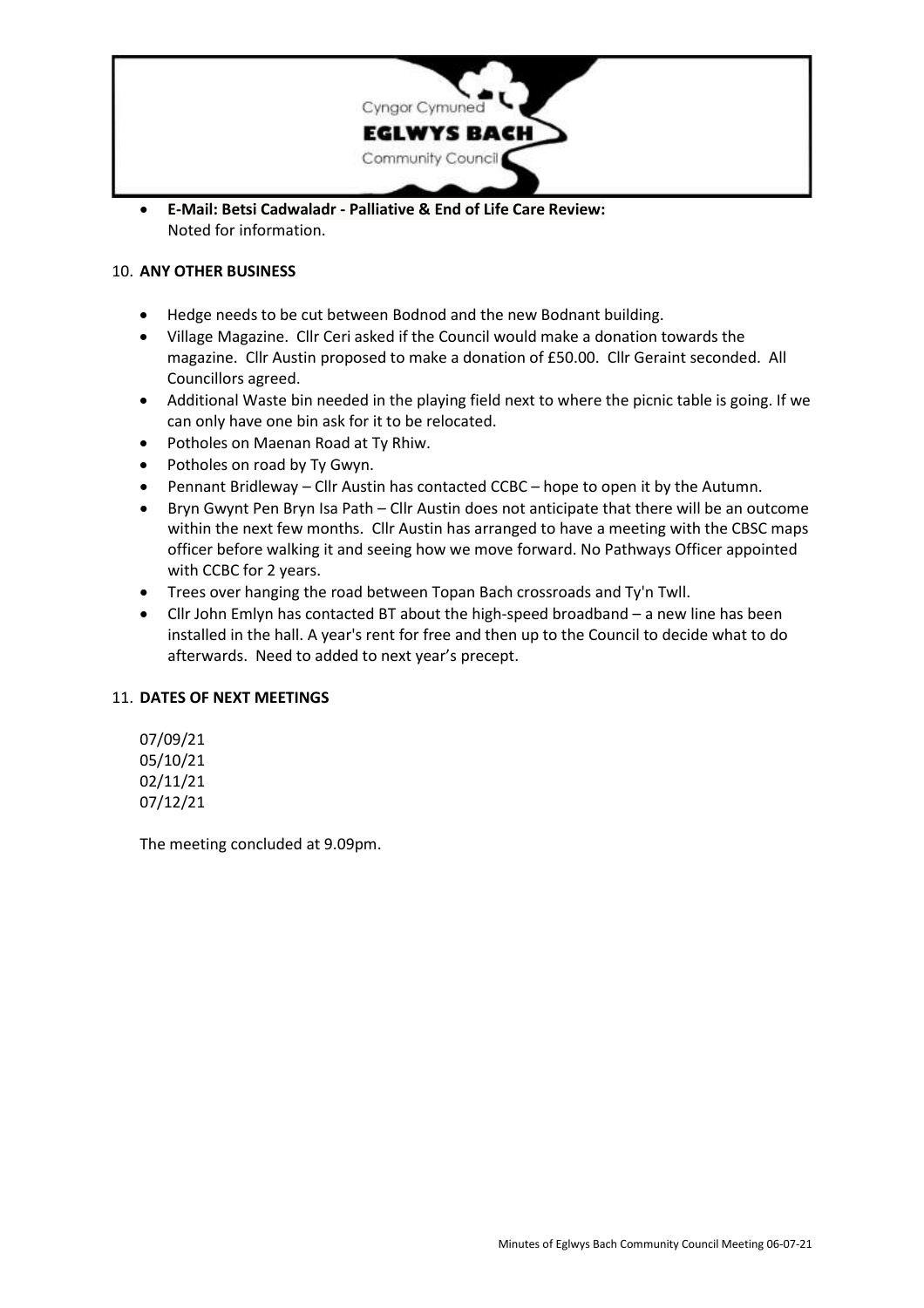- **E-Mail: Betsi Cadwaladr - Palliative & End of Life Care Review:**
  Noted for information.

## 10. ANY OTHER BUSINESS

- Hedge needs to be cut between Bodnod and the new Bodnant building.
- Village Magazine. Cllr Ceri asked if the Council would make a donation towards the magazine. Cllr Austin proposed to make a donation of £50.00. Cllr Geraint seconded. All Councillors agreed.
- Additional Waste bin needed in the playing field next to where the picnic table is going. If we can only have one bin ask for it to be relocated.
- Potholes on Maenan Road at Ty Rhiw.
- Potholes on road by Ty Gwyn.
- Pennant Bridleway – Cllr Austin has contacted CCBC – hope to open it by the Autumn.
- Bryn Gwynt Pen Bryn Isa Path – Cllr Austin does not anticipate that there will be an outcome within the next few months. Cllr Austin has arranged to have a meeting with the CBSC maps officer before walking it and seeing how we move forward. No Pathways Officer appointed with CCBC for 2 years.
- Trees over hanging the road between Topan Bach crossroads and Ty'n Twll.
- Cllr John Emlyn has contacted BT about the high-speed broadband – a new line has been installed in the hall. A year's rent for free and then up to the Council to decide what to do afterwards. Need to added to next year's precept.

## 11. DATES OF NEXT MEETINGS

07/09/21
05/10/21
02/11/21
07/12/21

The meeting concluded at 9.09pm.